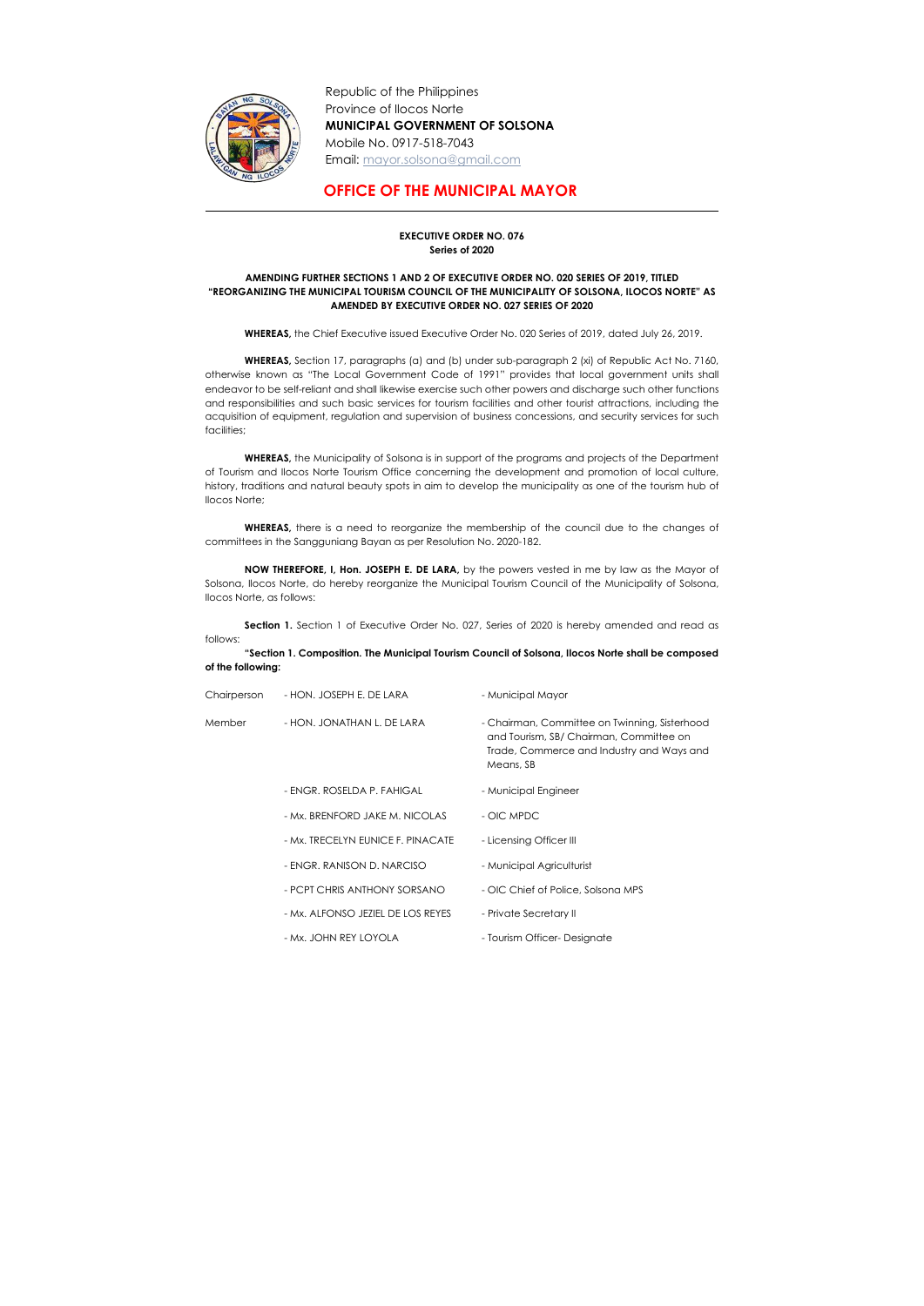Republic of the Philippines
Province of Ilocos Norte
**MUNICIPAL GOVERNMENT OF SOLSONA**
Mobile No. 0917-518-7043
Email: mayor.solsona@gmail.com

# OFFICE OF THE MUNICIPAL MAYOR

**EXECUTIVE ORDER NO. 076**
**Series of 2020**

**AMENDING FURTHER SECTIONS 1 AND 2 OF EXECUTIVE ORDER NO. 020 SERIES OF 2019, TITLED "REORGANIZING THE MUNICIPAL TOURISM COUNCIL OF THE MUNICIPALITY OF SOLSONA, ILOCOS NORTE" AS AMENDED BY EXECUTIVE ORDER NO. 027 SERIES OF 2020**

**WHEREAS,** the Chief Executive issued Executive Order No. 020 Series of 2019, dated July 26, 2019.

**WHEREAS,** Section 17, paragraphs (a) and (b) under sub-paragraph 2 (xi) of Republic Act No. 7160, otherwise known as "The Local Government Code of 1991" provides that local government units shall endeavor to be self-reliant and shall likewise exercise such other powers and discharge such other functions and responsibilities and such basic services for tourism facilities and other tourist attractions, including the acquisition of equipment, regulation and supervision of business concessions, and security services for such facilities;

**WHEREAS,** the Municipality of Solsona is in support of the programs and projects of the Department of Tourism and Ilocos Norte Tourism Office concerning the development and promotion of local culture, history, traditions and natural beauty spots in aim to develop the municipality as one of the tourism hub of Ilocos Norte;

**WHEREAS,** there is a need to reorganize the membership of the council due to the changes of committees in the Sangguniang Bayan as per Resolution No. 2020-182.

**NOW THEREFORE, I, Hon. JOSEPH E. DE LARA,** by the powers vested in me by law as the Mayor of Solsona, Ilocos Norte, do hereby reorganize the Municipal Tourism Council of the Municipality of Solsona, Ilocos Norte, as follows:

**Section 1.** Section 1 of Executive Order No. 027, Series of 2020 is hereby amended and read as follows:

**"Section 1. Composition. The Municipal Tourism Council of Solsona, Ilocos Norte shall be composed of the following:**

| | | |
|---|---|---|
| Chairperson | - HON. JOSEPH E. DE LARA | - Municipal Mayor |
| Member | - HON. JONATHAN L. DE LARA | - Chairman, Committee on Twinning, Sisterhood and Tourism, SB/ Chairman, Committee on Trade, Commerce and Industry and Ways and Means, SB |
| | - ENGR. ROSELDA P. FAHIGAL | - Municipal Engineer |
| | - Mx. BRENFORD JAKE M. NICOLAS | - OIC MPDC |
| | - Mx. TRECELYN EUNICE F. PINACATE | - Licensing Officer III |
| | - ENGR. RANISON D. NARCISO | - Municipal Agriculturist |
| | - PCPT CHRIS ANTHONY SORSANO | - OIC Chief of Police, Solsona MPS |
| | - Mx. ALFONSO JEZIEL DE LOS REYES | - Private Secretary II |
| | - Mx. JOHN REY LOYOLA | - Tourism Officer- Designate |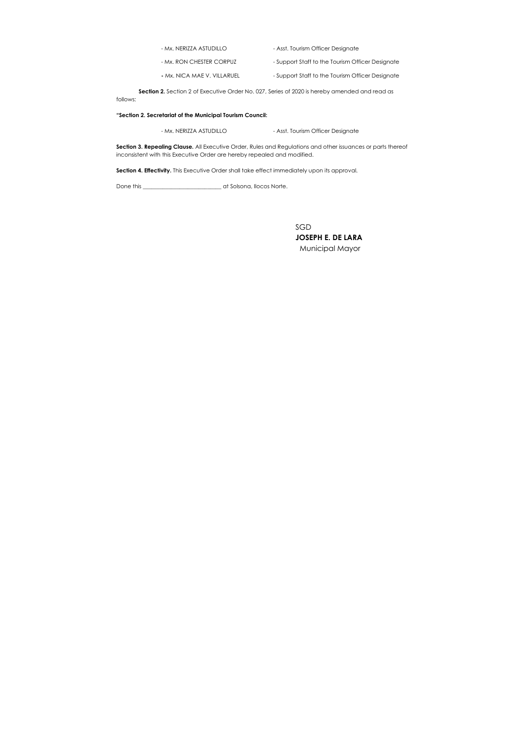- Mx. NERIZZA ASTUDILLO - Asst. Tourism Officer Designate

- Mx. RON CHESTER CORPUZ - Support Staff to the Tourism Officer Designate

- Mx. NICA MAE V. VILLARUEL - Support Staff to the Tourism Officer Designate

**Section 2.** Section 2 of Executive Order No. 027, Series of 2020 is hereby amended and read as follows:

**"Section 2. Secretariat of the Municipal Tourism Council:**

- Mx. NERIZZA ASTUDILLO - Asst. Tourism Officer Designate

**Section 3. Repealing Clause.** All Executive Order, Rules and Regulations and other issuances or parts thereof inconsistent with this Executive Order are hereby repealed and modified.

**Section 4. Effectivity.** This Executive Order shall take effect immediately upon its approval.

Done this ___________________________ at Solsona, Ilocos Norte.

SGD
**JOSEPH E. DE LARA**
Municipal Mayor